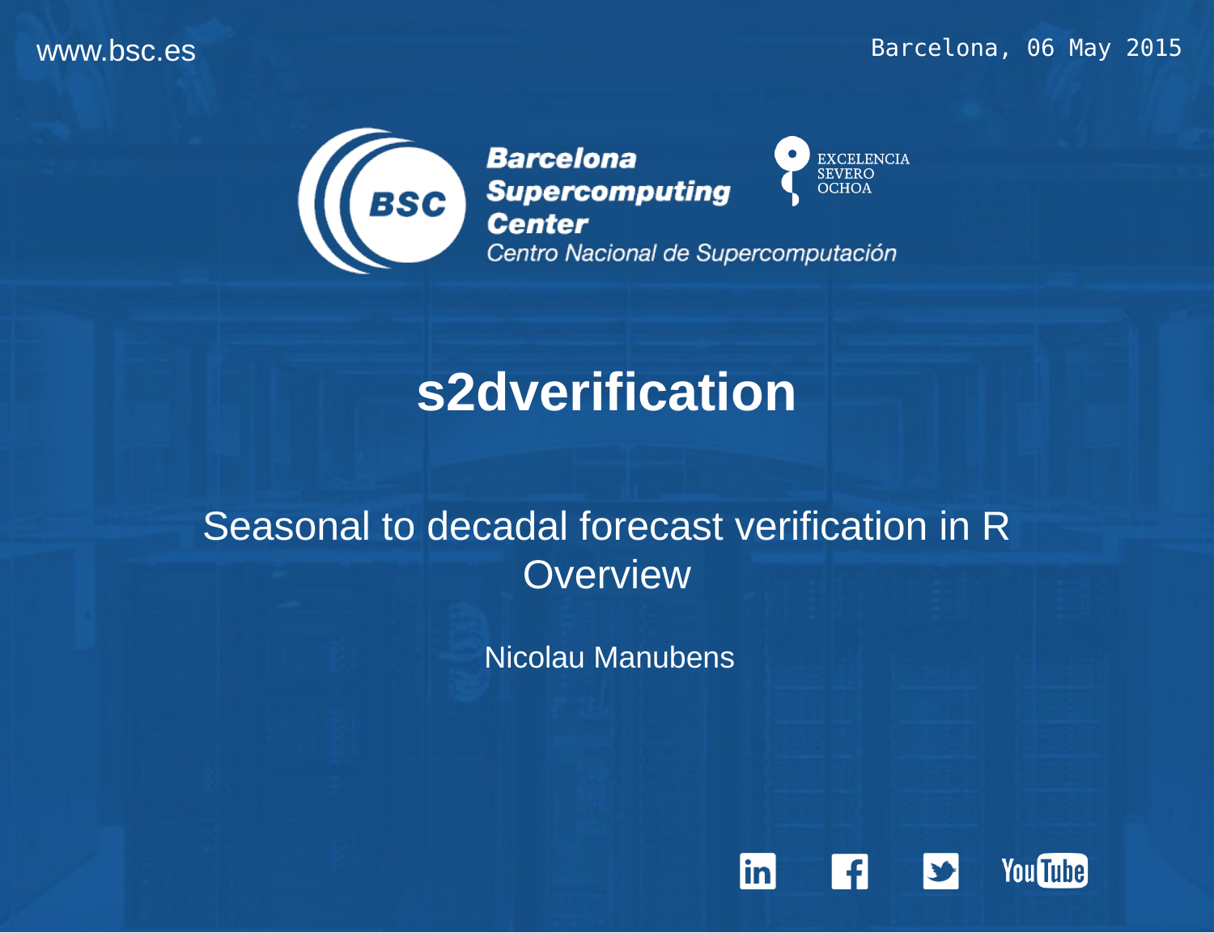www.bsc.es

Barcelona, 06 May 2015

Barcelona Supercomputing Center
Centro Nacional de Supercomputación

EXCELENCIA SEVERO OCHOA

# s2dverification

Seasonal to decadal forecast verification in R
Overview

Nicolau Manubens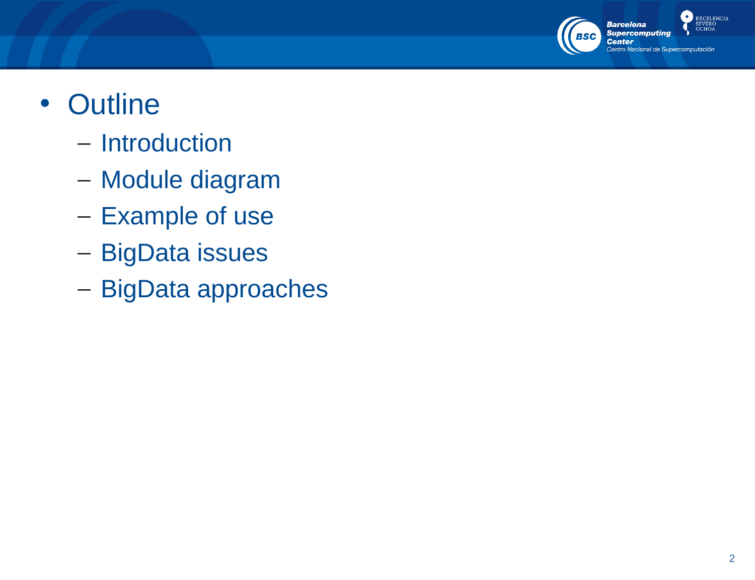- Outline
  - Introduction
  - Module diagram
  - Example of use
  - BigData issues
  - BigData approaches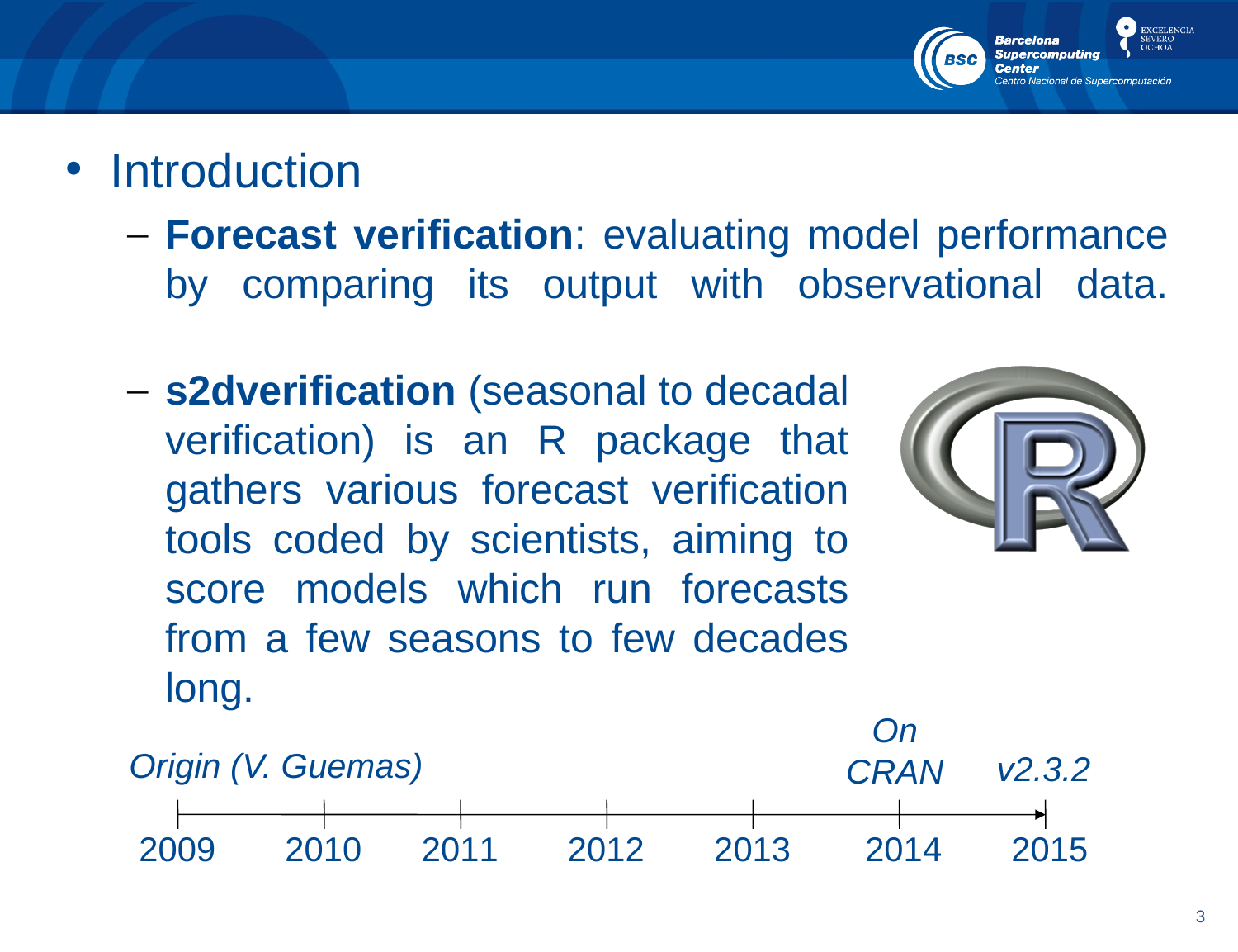- Introduction
  - **Forecast verification**: evaluating model performance by comparing its output with observational data.
  - **s2dverification** (seasonal to decadal verification) is an R package that gathers various forecast verification tools coded by scientists, aiming to score models which run forecasts from a few seasons to few decades long.

| 2009 | 2010 | 2011 | 2012 | 2013 | 2014 | 2015 |
| --- | --- | --- | --- | --- | --- | --- |
| *Origin (V. Guemas)* | | | | | *On CRAN* | *v2.3.2* |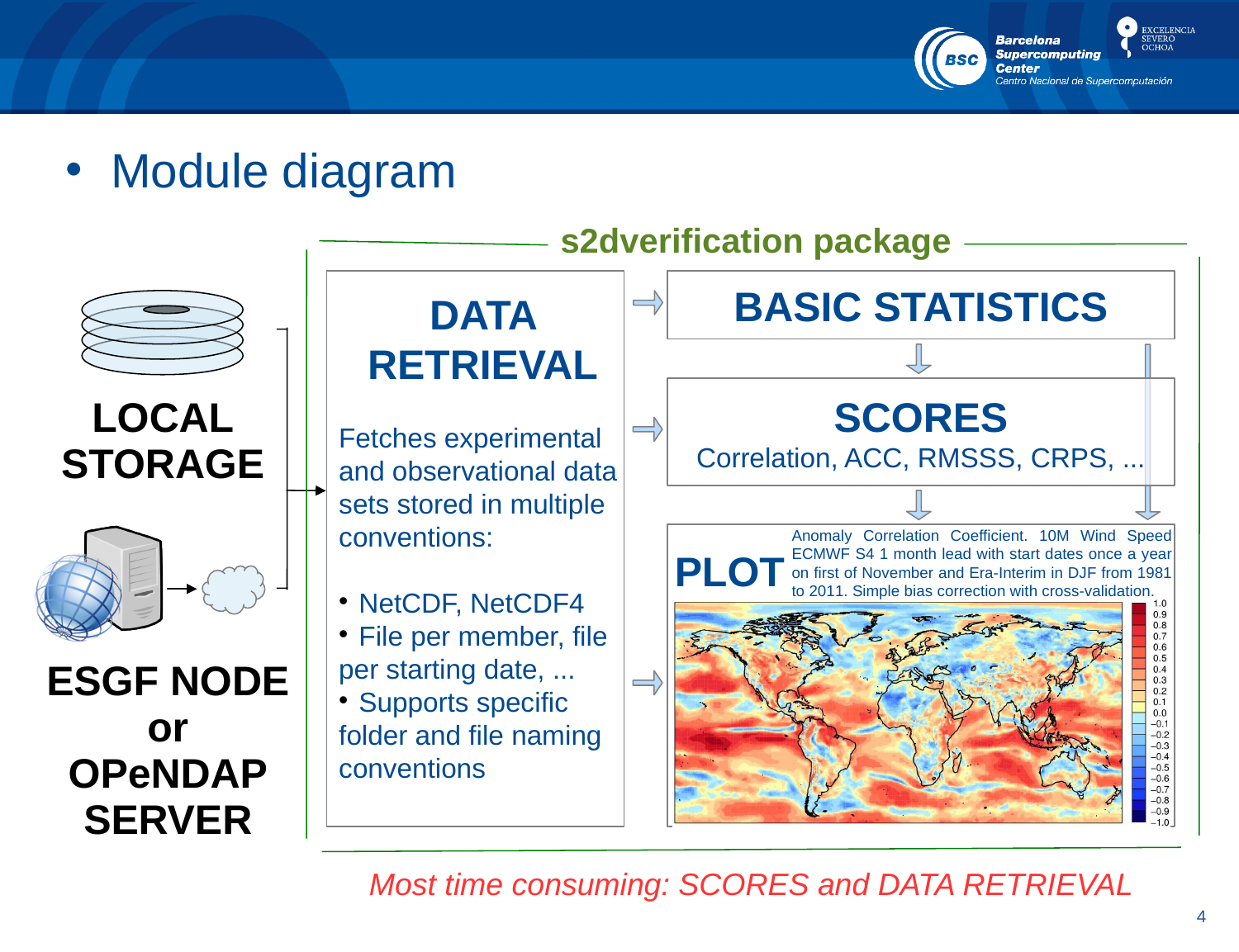- Module diagram

**s2dverification package**

**LOCAL STORAGE**

**ESGF NODE or OPeNDAP SERVER**

## DATA RETRIEVAL

Fetches experimental and observational data sets stored in multiple conventions:

- NetCDF, NetCDF4
- File per member, file per starting date, ...
- Supports specific folder and file naming conventions

## BASIC STATISTICS

## SCORES

Correlation, ACC, RMSSS, CRPS, ...

## PLOT

Anomaly Correlation Coefficient. 10M Wind Speed ECMWF S4 1 month lead with start dates once a year on first of November and Era-Interim in DJF from 1981 to 2011. Simple bias correction with cross-validation.

*Most time consuming: SCORES and DATA RETRIEVAL*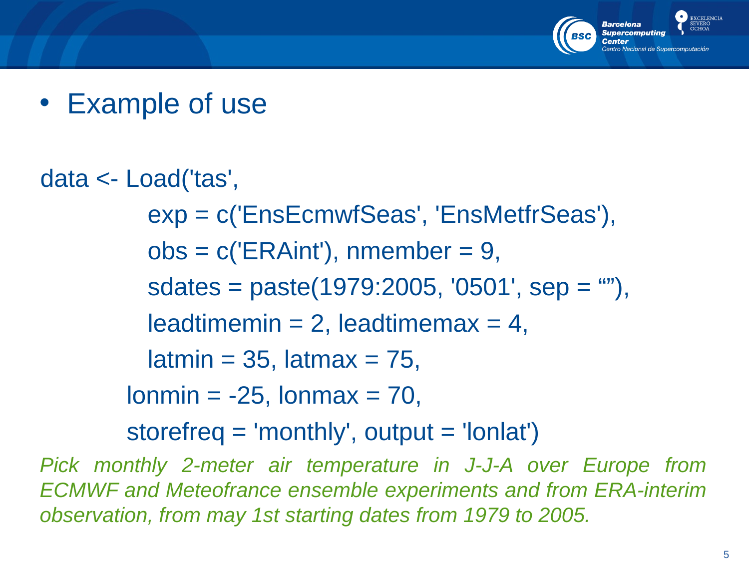- Example of use

```
data <- Load('tas',
          exp = c('EnsEcmwfSeas', 'EnsMetfrSeas'),
          obs = c('ERAint'), nmember = 9,
          sdates = paste(1979:2005, '0501', sep = “”),
          leadtimemin = 2, leadtimemax = 4,
          latmin = 35, latmax = 75,
        lonmin = -25, lonmax = 70,
        storefreq = 'monthly', output = 'lonlat')
```

*Pick monthly 2-meter air temperature in J-J-A over Europe from ECMWF and Meteofrance ensemble experiments and from ERA-interim observation, from may 1st starting dates from 1979 to 2005.*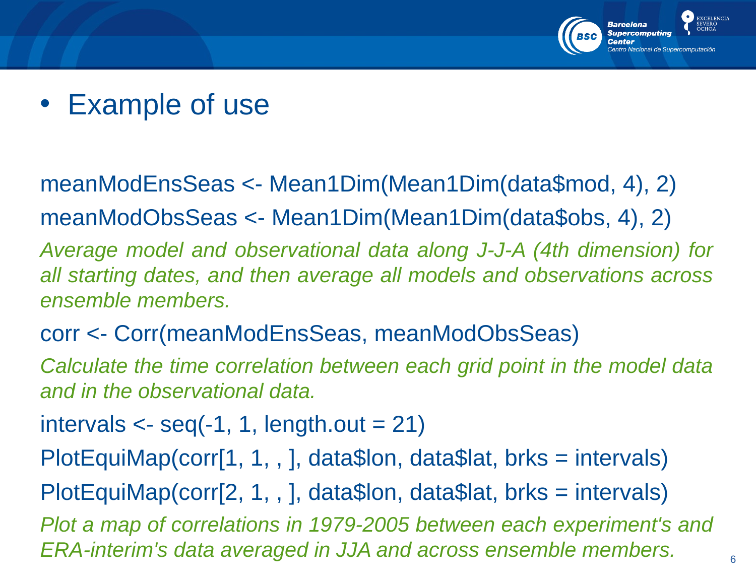- Example of use

```
meanModEnsSeas <- Mean1Dim(Mean1Dim(data$mod, 4), 2)
meanModObsSeas <- Mean1Dim(Mean1Dim(data$obs, 4), 2)
```

*Average model and observational data along J-J-A (4th dimension) for all starting dates, and then average all models and observations across ensemble members.*

```
corr <- Corr(meanModEnsSeas, meanModObsSeas)
```

*Calculate the time correlation between each grid point in the model data and in the observational data.*

```
intervals <- seq(-1, 1, length.out = 21)
PlotEquiMap(corr[1, 1, , ], data$lon, data$lat, brks = intervals)
PlotEquiMap(corr[2, 1, , ], data$lon, data$lat, brks = intervals)
```

*Plot a map of correlations in 1979-2005 between each experiment's and ERA-interim's data averaged in JJA and across ensemble members.*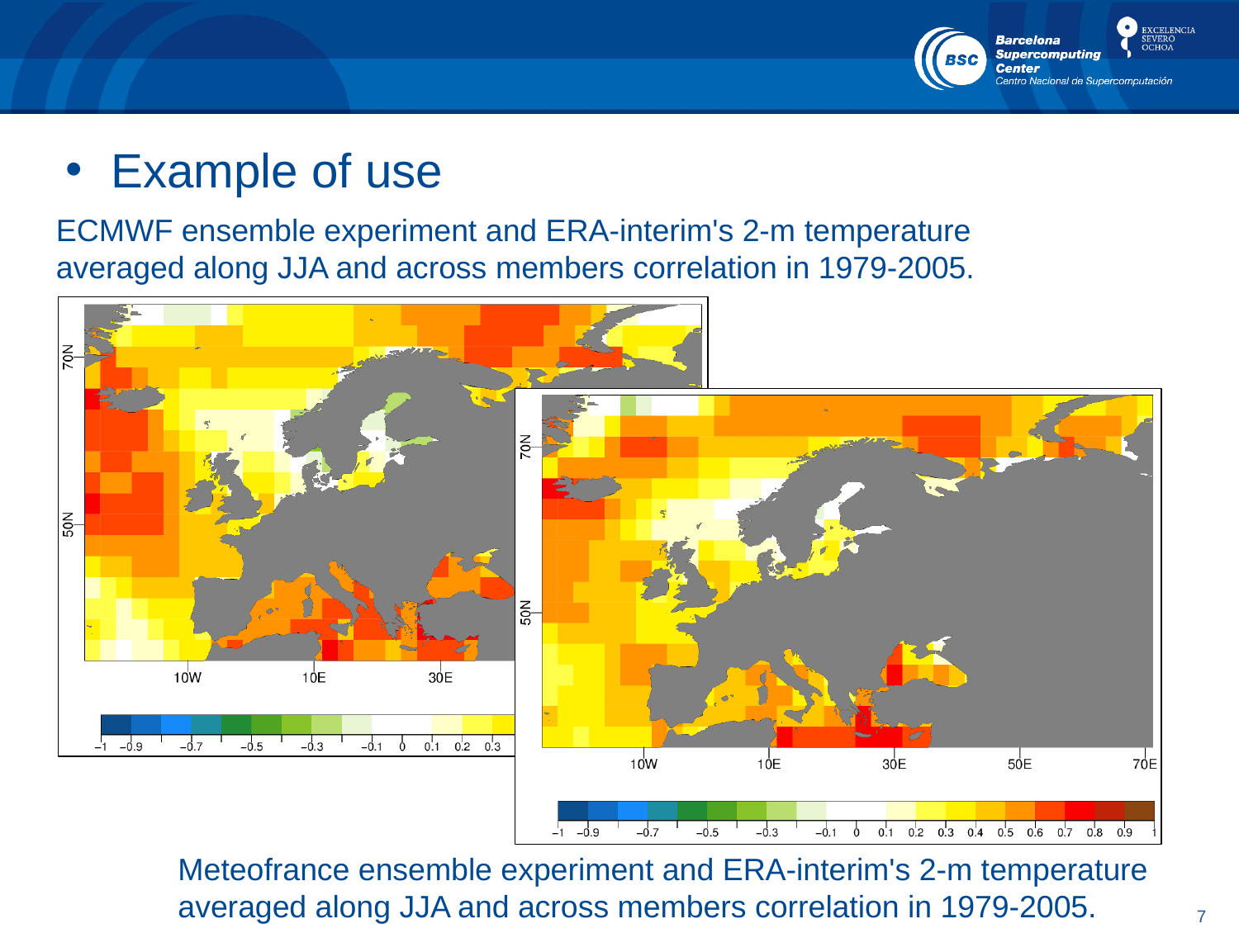# Example of use

ECMWF ensemble experiment and ERA-interim's 2-m temperature averaged along JJA and across members correlation in 1979-2005.

Meteofrance ensemble experiment and ERA-interim's 2-m temperature averaged along JJA and across members correlation in 1979-2005.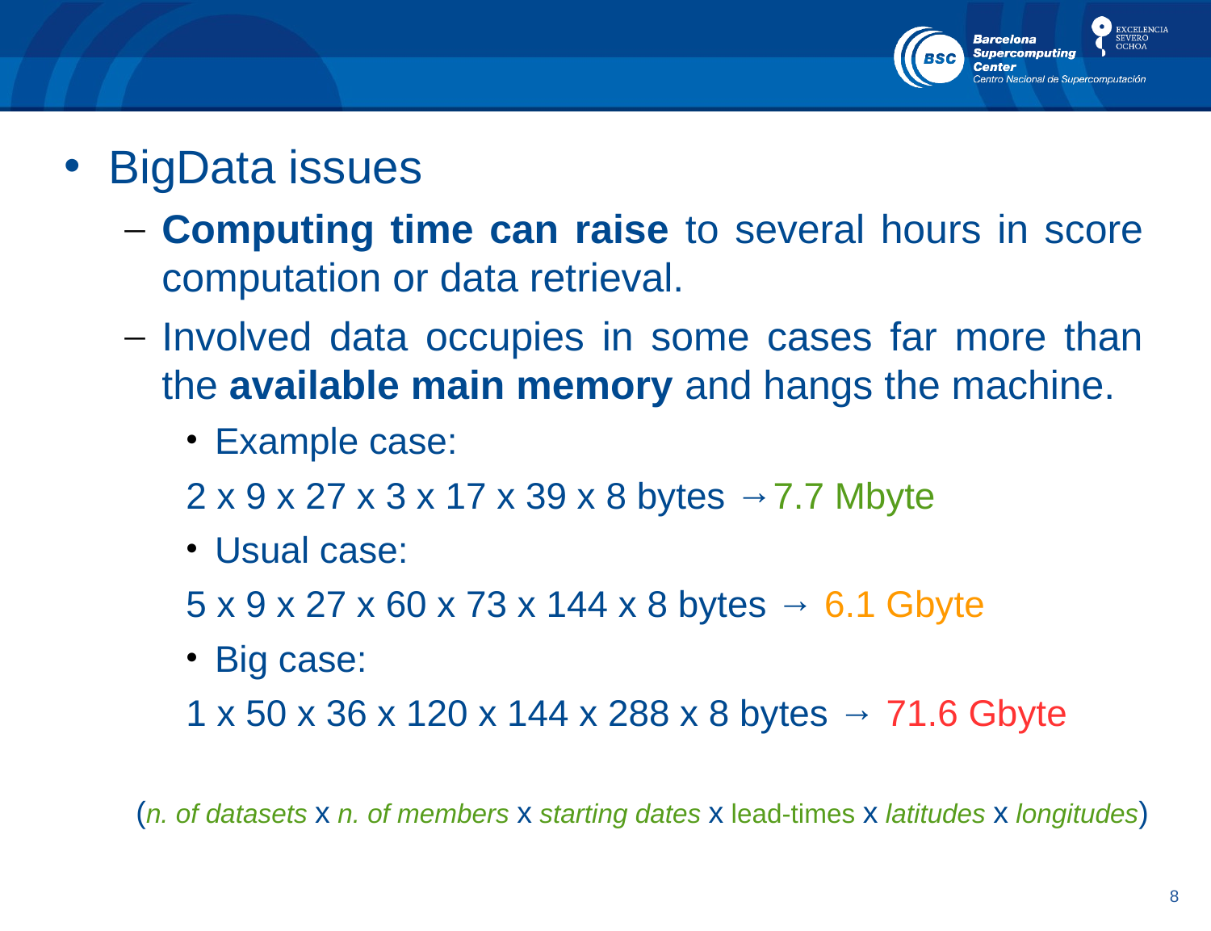- BigData issues
  - **Computing time can raise** to several hours in score computation or data retrieval.
  - Involved data occupies in some cases far more than the **available main memory** and hangs the machine.
    - Example case:

      2 x 9 x 27 x 3 x 17 x 39 x 8 bytes → 7.7 Mbyte
    - Usual case:

      5 x 9 x 27 x 60 x 73 x 144 x 8 bytes → 6.1 Gbyte
    - Big case:

      1 x 50 x 36 x 120 x 144 x 288 x 8 bytes → 71.6 Gbyte

(*n. of datasets* x *n. of members* x *starting dates* x lead-times x *latitudes* x *longitudes*)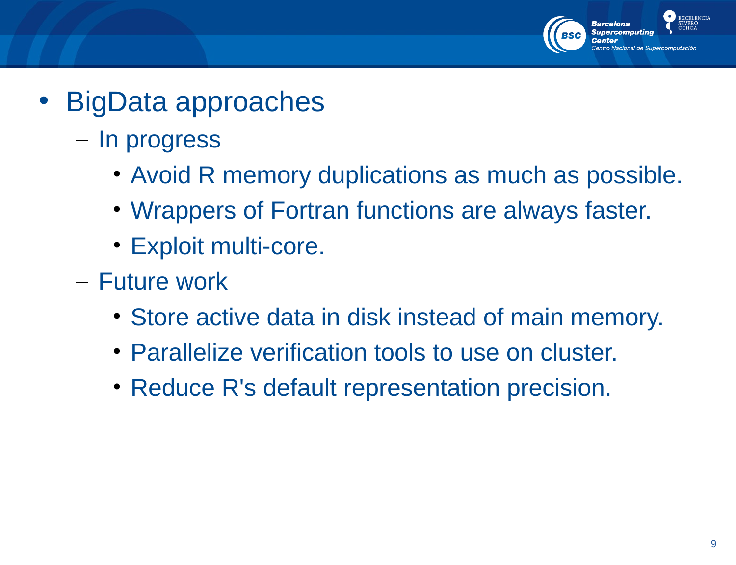- BigData approaches
  - In progress
    - Avoid R memory duplications as much as possible.
    - Wrappers of Fortran functions are always faster.
    - Exploit multi-core.
  - Future work
    - Store active data in disk instead of main memory.
    - Parallelize verification tools to use on cluster.
    - Reduce R's default representation precision.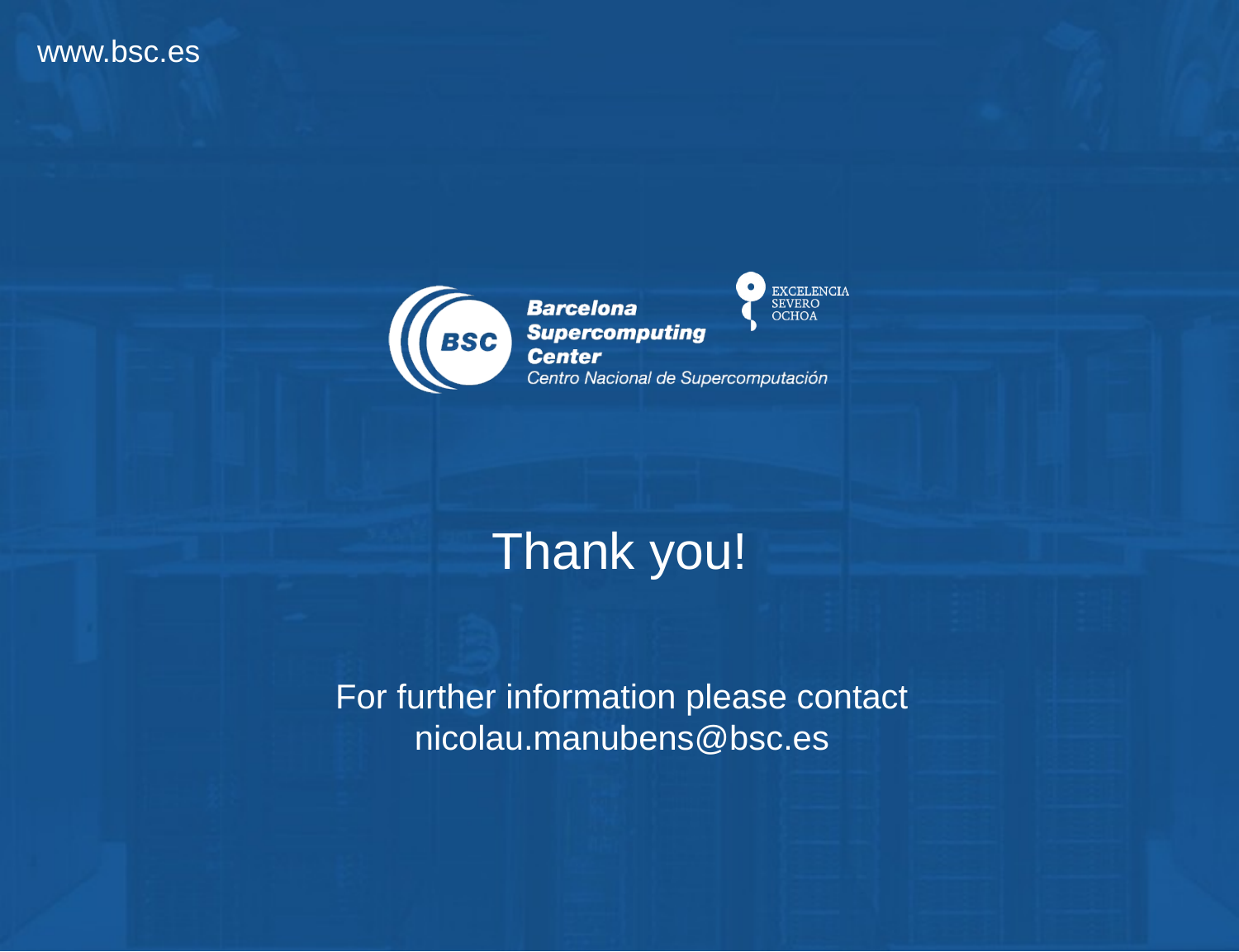www.bsc.es

Barcelona Supercomputing Center

Centro Nacional de Supercomputación

EXCELENCIA SEVERO OCHOA

# Thank you!

For further information please contact
nicolau.manubens@bsc.es